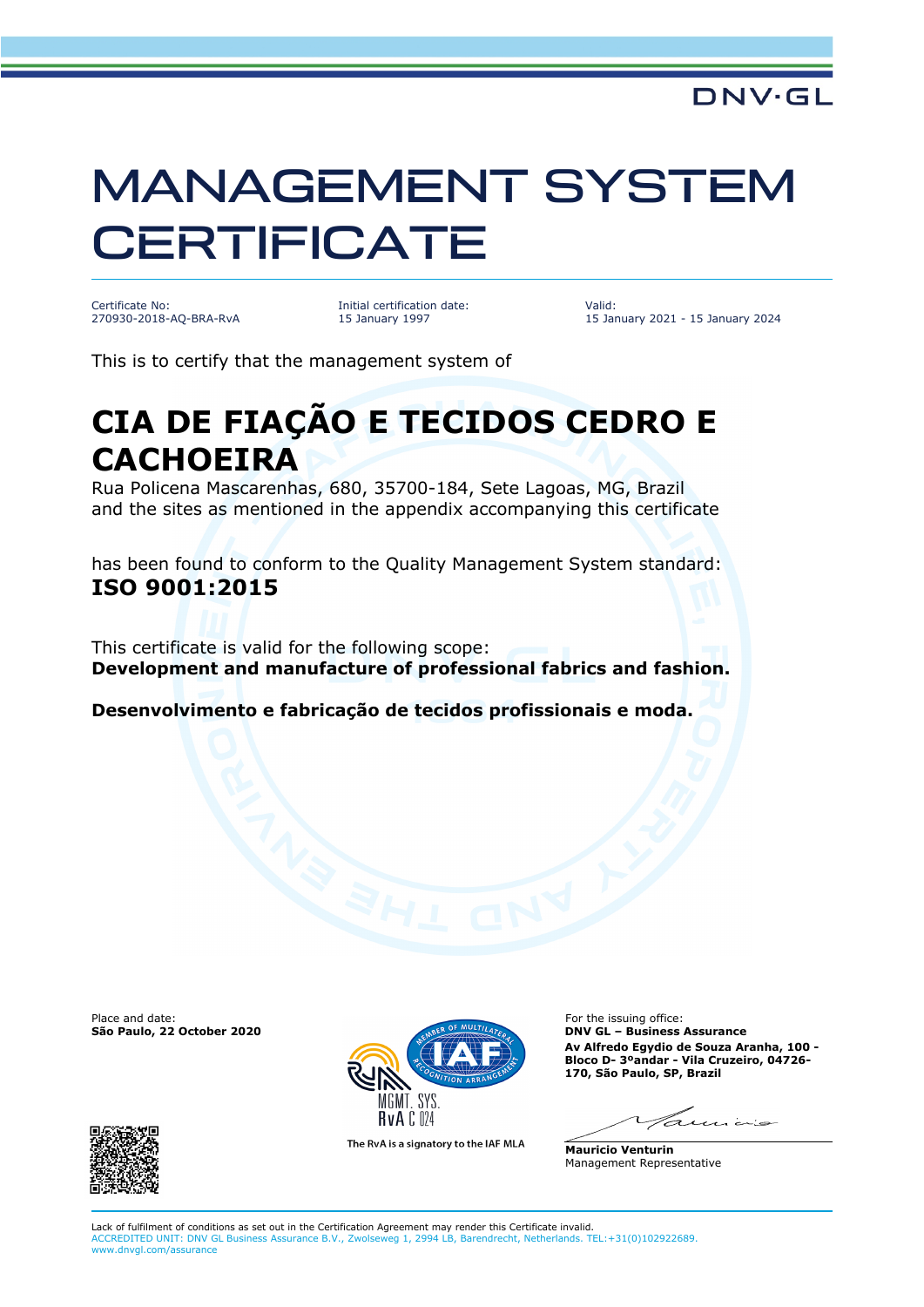DNV·GL

# MANAGEMENT SYSTEM CERTIFICATE

Certificate No:
270930-2018-AQ-BRA-RvA

Initial certification date:
15 January 1997

Valid:
15 January 2021 - 15 January 2024

This is to certify that the management system of

## CIA DE FIAÇÃO E TECIDOS CEDRO E CACHOEIRA

Rua Policena Mascarenhas, 680, 35700-184, Sete Lagoas, MG, Brazil
and the sites as mentioned in the appendix accompanying this certificate

has been found to conform to the Quality Management System standard:
**ISO 9001:2015**

This certificate is valid for the following scope:
**Development and manufacture of professional fabrics and fashion.**

**Desenvolvimento e fabricação de tecidos profissionais e moda.**

Place and date:
**São Paulo, 22 October 2020**

MGMT. SYS.
RvA C 024

The RvA is a signatory to the IAF MLA

For the issuing office:
**DNV GL – Business Assurance**
**Av Alfredo Egydio de Souza Aranha, 100 - Bloco D- 3ºandar - Vila Cruzeiro, 04726-170, São Paulo, SP, Brazil**

**Mauricio Venturin**
Management Representative

Lack of fulfilment of conditions as set out in the Certification Agreement may render this Certificate invalid.
ACCREDITED UNIT: DNV GL Business Assurance B.V., Zwolseweg 1, 2994 LB, Barendrecht, Netherlands. TEL:+31(0)102922689. www.dnvgl.com/assurance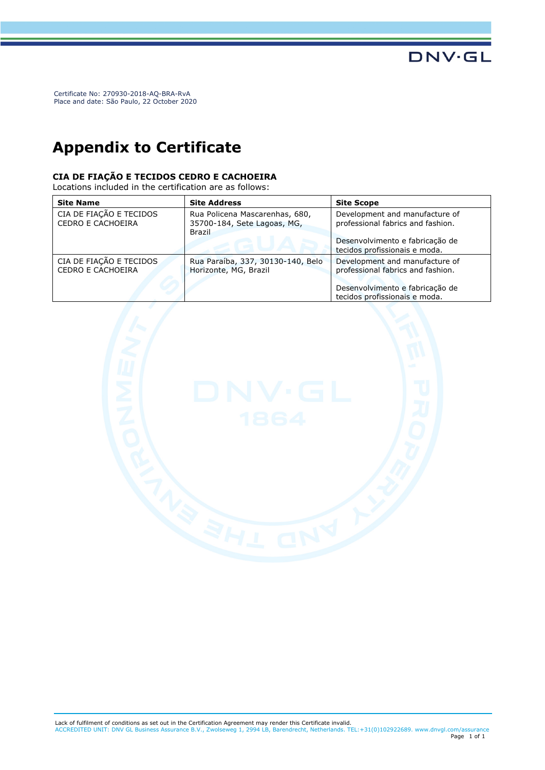Certificate No: 270930-2018-AQ-BRA-RvA
Place and date: São Paulo, 22 October 2020

# Appendix to Certificate

### CIA DE FIAÇÃO E TECIDOS CEDRO E CACHOEIRA

Locations included in the certification are as follows:

| Site Name | Site Address | Site Scope |
|---|---|---|
| CIA DE FIAÇÃO E TECIDOS CEDRO E CACHOEIRA | Rua Policena Mascarenhas, 680, 35700-184, Sete Lagoas, MG, Brazil | Development and manufacture of professional fabrics and fashion.<br><br>Desenvolvimento e fabricação de tecidos profissionais e moda. |
| CIA DE FIAÇÃO E TECIDOS CEDRO E CACHOEIRA | Rua Paraíba, 337, 30130-140, Belo Horizonte, MG, Brazil | Development and manufacture of professional fabrics and fashion.<br><br>Desenvolvimento e fabricação de tecidos profissionais e moda. |

Lack of fulfilment of conditions as set out in the Certification Agreement may render this Certificate invalid.
ACCREDITED UNIT: DNV GL Business Assurance B.V., Zwolseweg 1, 2994 LB, Barendrecht, Netherlands. TEL:+31(0)102922689. www.dnvgl.com/assurance